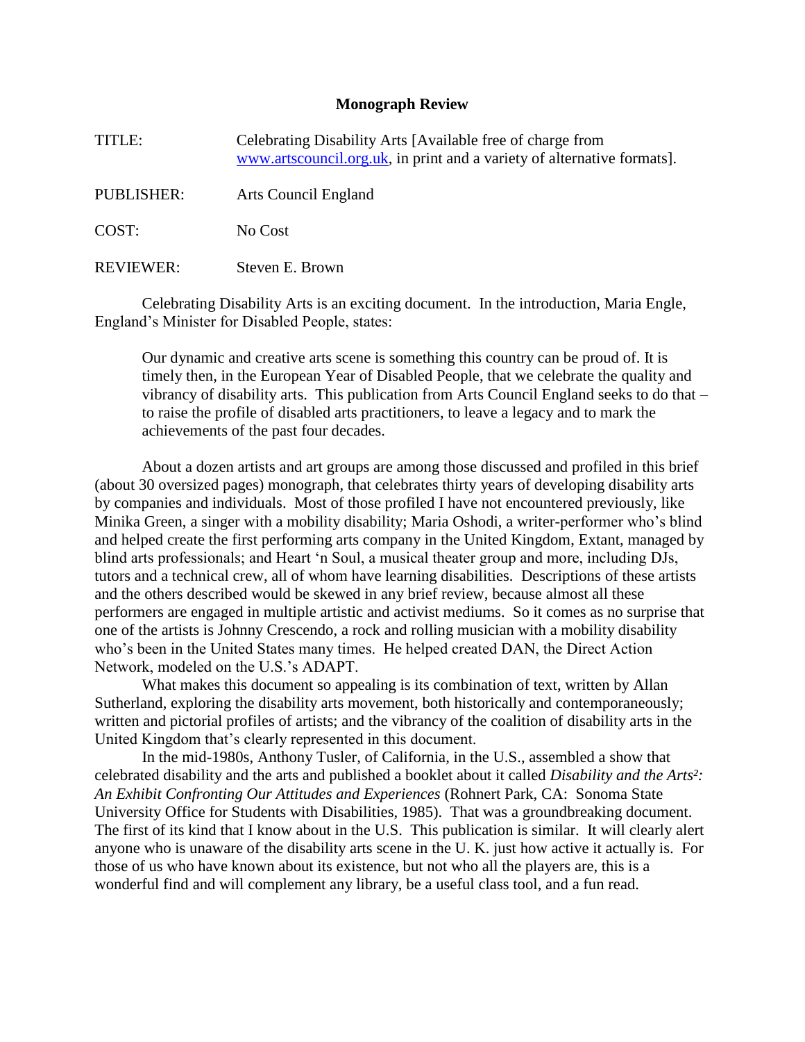**Monograph Review**

| | |
|---|---|
| TITLE: | Celebrating Disability Arts [Available free of charge from www.artscouncil.org.uk, in print and a variety of alternative formats]. |
| PUBLISHER: | Arts Council England |
| COST: | No Cost |
| REVIEWER: | Steven E. Brown |

Celebrating Disability Arts is an exciting document. In the introduction, Maria Engle, England's Minister for Disabled People, states:

> Our dynamic and creative arts scene is something this country can be proud of. It is timely then, in the European Year of Disabled People, that we celebrate the quality and vibrancy of disability arts. This publication from Arts Council England seeks to do that – to raise the profile of disabled arts practitioners, to leave a legacy and to mark the achievements of the past four decades.

About a dozen artists and art groups are among those discussed and profiled in this brief (about 30 oversized pages) monograph, that celebrates thirty years of developing disability arts by companies and individuals. Most of those profiled I have not encountered previously, like Minika Green, a singer with a mobility disability; Maria Oshodi, a writer-performer who's blind and helped create the first performing arts company in the United Kingdom, Extant, managed by blind arts professionals; and Heart 'n Soul, a musical theater group and more, including DJs, tutors and a technical crew, all of whom have learning disabilities. Descriptions of these artists and the others described would be skewed in any brief review, because almost all these performers are engaged in multiple artistic and activist mediums. So it comes as no surprise that one of the artists is Johnny Crescendo, a rock and rolling musician with a mobility disability who's been in the United States many times. He helped created DAN, the Direct Action Network, modeled on the U.S.'s ADAPT.

What makes this document so appealing is its combination of text, written by Allan Sutherland, exploring the disability arts movement, both historically and contemporaneously; written and pictorial profiles of artists; and the vibrancy of the coalition of disability arts in the United Kingdom that's clearly represented in this document.

In the mid-1980s, Anthony Tusler, of California, in the U.S., assembled a show that celebrated disability and the arts and published a booklet about it called *Disability and the Arts²: An Exhibit Confronting Our Attitudes and Experiences* (Rohnert Park, CA: Sonoma State University Office for Students with Disabilities, 1985). That was a groundbreaking document. The first of its kind that I know about in the U.S. This publication is similar. It will clearly alert anyone who is unaware of the disability arts scene in the U. K. just how active it actually is. For those of us who have known about its existence, but not who all the players are, this is a wonderful find and will complement any library, be a useful class tool, and a fun read.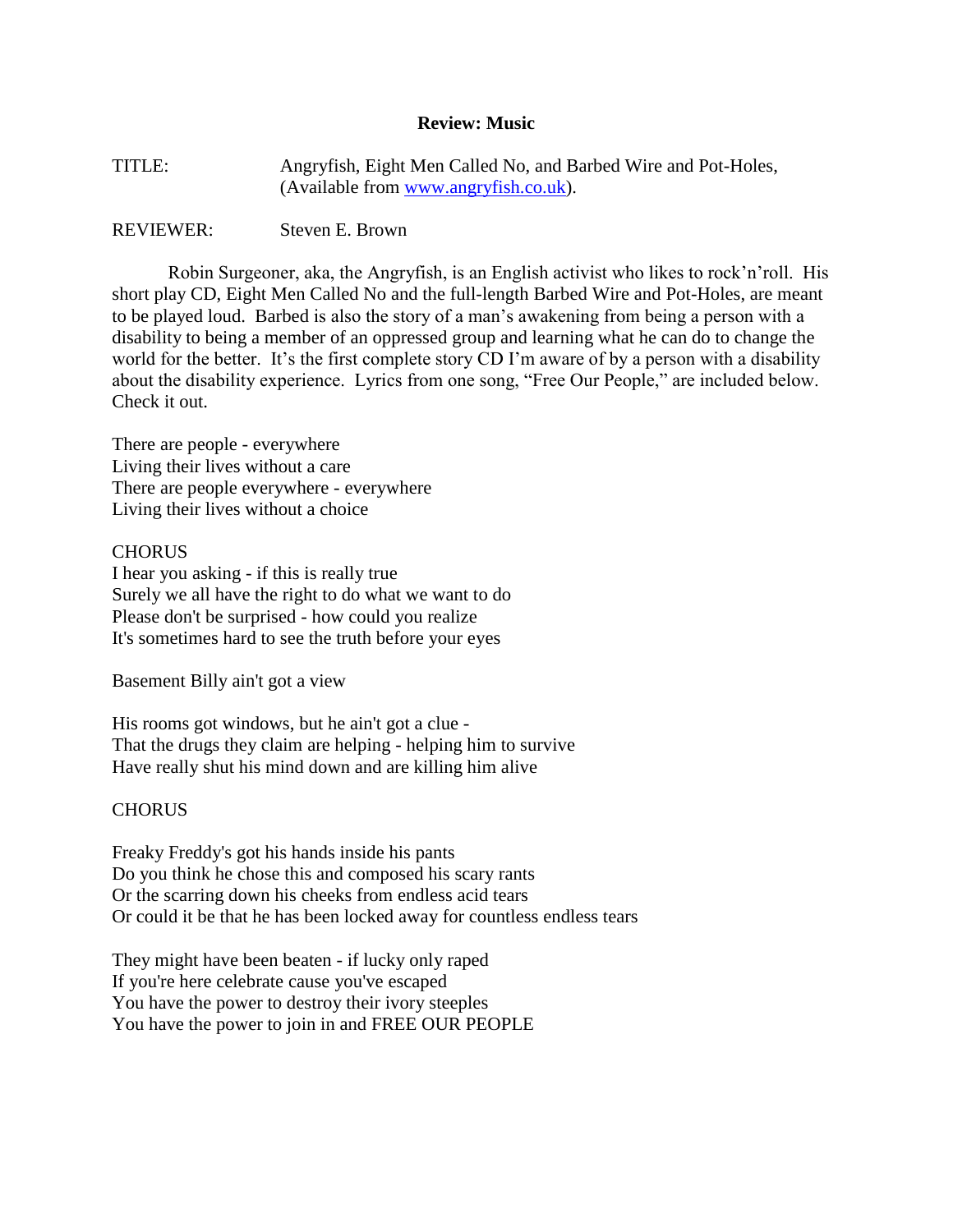**Review: Music**

TITLE: Angryfish, Eight Men Called No, and Barbed Wire and Pot-Holes, (Available from [www.angryfish.co.uk](http://www.angryfish.co.uk)).

REVIEWER: Steven E. Brown

Robin Surgeoner, aka, the Angryfish, is an English activist who likes to rock'n'roll. His short play CD, Eight Men Called No and the full-length Barbed Wire and Pot-Holes, are meant to be played loud. Barbed is also the story of a man's awakening from being a person with a disability to being a member of an oppressed group and learning what he can do to change the world for the better. It's the first complete story CD I'm aware of by a person with a disability about the disability experience. Lyrics from one song, "Free Our People," are included below. Check it out.

There are people - everywhere  
Living their lives without a care  
There are people everywhere - everywhere  
Living their lives without a choice

CHORUS  
I hear you asking - if this is really true  
Surely we all have the right to do what we want to do  
Please don't be surprised - how could you realize  
It's sometimes hard to see the truth before your eyes

Basement Billy ain't got a view

His rooms got windows, but he ain't got a clue -  
That the drugs they claim are helping - helping him to survive  
Have really shut his mind down and are killing him alive

CHORUS

Freaky Freddy's got his hands inside his pants  
Do you think he chose this and composed his scary rants  
Or the scarring down his cheeks from endless acid tears  
Or could it be that he has been locked away for countless endless tears

They might have been beaten - if lucky only raped  
If you're here celebrate cause you've escaped  
You have the power to destroy their ivory steeples  
You have the power to join in and FREE OUR PEOPLE